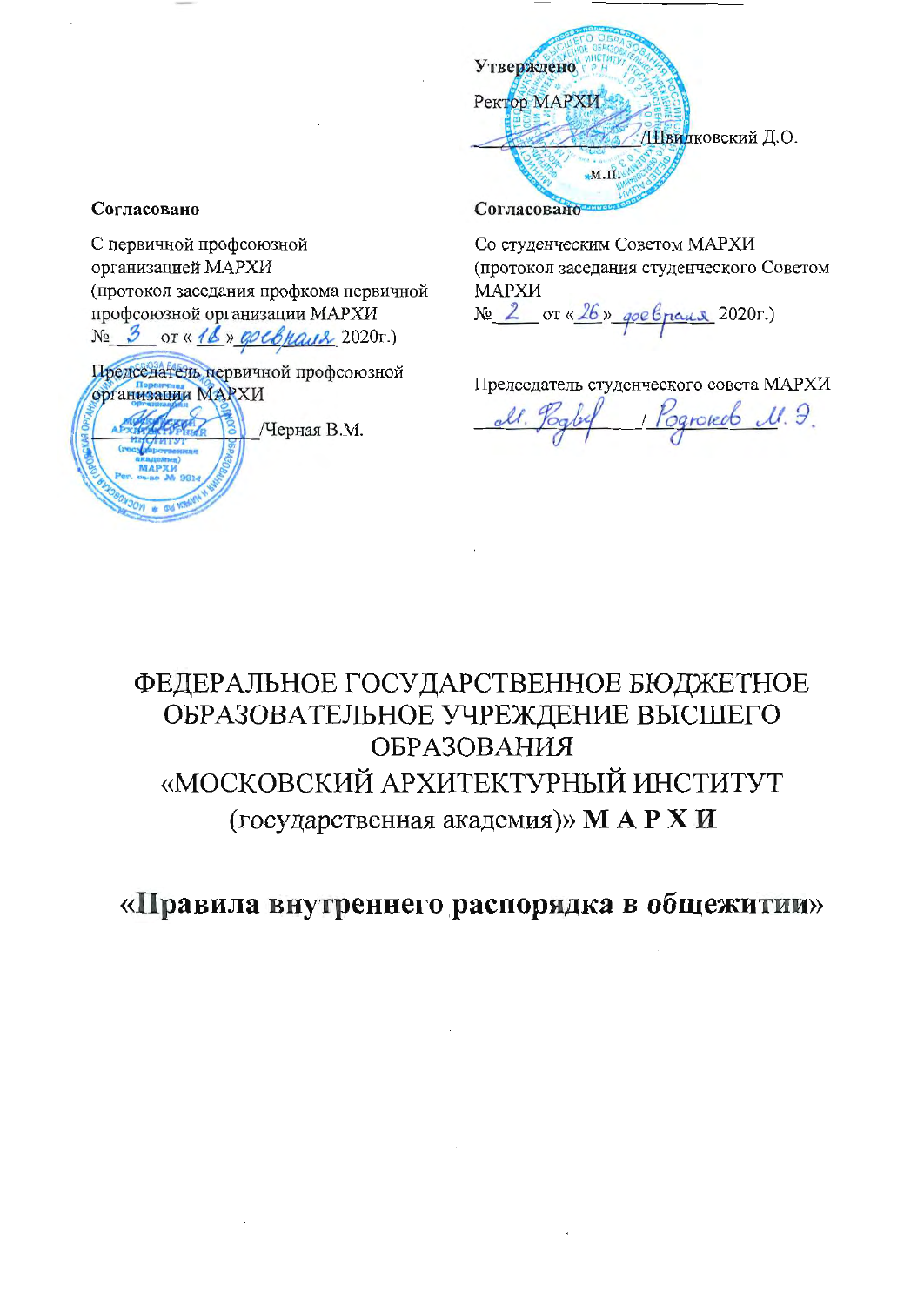**Утверждено**

Ректор МАРХИ

_______________/Швидковский Д.О.

м.п.

**Согласовано**

С первичной профсоюзной организацией МАРХИ
(протокол заседания профкома первичной профсоюзной организации МАРХИ
№ 3 от « 18 » февраля 2020г.)

Председатель первичной профсоюзной организации МАРХИ

_______________/Черная В.М.

**Согласовано**

Со студенческим Советом МАРХИ
(протокол заседания студенческого Советом МАРХИ
№ 2 от « 26 » февраля 2020г.)

Председатель студенческого совета МАРХИ

_______________/ Родюков М.Э.

ФЕДЕРАЛЬНОЕ ГОСУДАРСТВЕННОЕ БЮДЖЕТНОЕ ОБРАЗОВАТЕЛЬНОЕ УЧРЕЖДЕНИЕ ВЫСШЕГО ОБРАЗОВАНИЯ
«МОСКОВСКИЙ АРХИТЕКТУРНЫЙ ИНСТИТУТ (государственная академия)» **М А Р Х И**

# «Правила внутреннего распорядка в общежитии»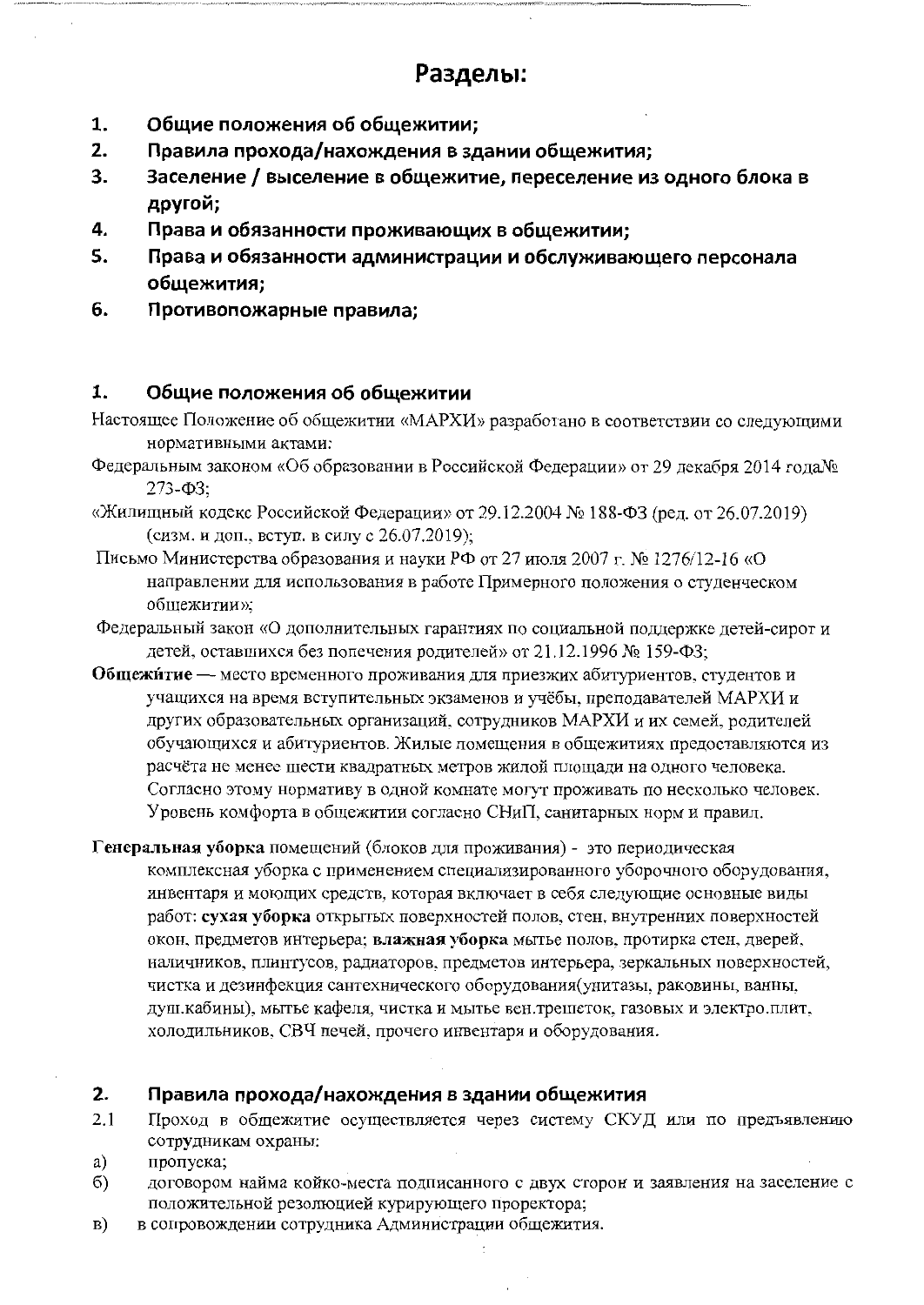# Разделы:

1. **Общие положения об общежитии;**
2. **Правила прохода/нахождения в здании общежития;**
3. **Заселение / выселение в общежитие, переселение из одного блока в другой;**
4. **Права и обязанности проживающих в общежитии;**
5. **Права и обязанности администрации и обслуживающего персонала общежития;**
6. **Противопожарные правила;**

## 1. Общие положения об общежитии

Настоящее Положение об общежитии «МАРХИ» разработано в соответствии со следующими нормативными актами:

Федеральным законом «Об образовании в Российской Федерации» от 29 декабря 2014 года№ 273-ФЗ;

«Жилищный кодекс Российской Федерации» от 29.12.2004 № 188-ФЗ (ред. от 26.07.2019) (сизм. и доп., вступ. в силу с 26.07.2019);

Письмо Министерства образования и науки РФ от 27 июля 2007 г. № 1276/12-16 «О направлении для использования в работе Примерного положения о студенческом общежитии»;

Федеральный закон «О дополнительных гарантиях по социальной поддержке детей-сирот и детей, оставшихся без попечения родителей» от 21.12.1996 № 159-ФЗ;

**Общежи́тие** — место временного проживания для приезжих абитуриентов, студентов и учащихся на время вступительных экзаменов и учёбы, преподавателей МАРХИ и других образовательных организаций, сотрудников МАРХИ и их семей, родителей обучающихся и абитуриентов. Жилые помещения в общежитиях предоставляются из расчёта не менее шести квадратных метров жилой площади на одного человека. Согласно этому нормативу в одной комнате могут проживать по несколько человек. Уровень комфорта в общежитии согласно СНиП, санитарных норм и правил.

**Генеральная уборка** помещений (блоков для проживания) - это периодическая комплексная уборка с применением специализированного уборочного оборудования, инвентаря и моющих средств, которая включает в себя следующие основные виды работ: **сухая уборка** открытых поверхностей полов, стен, внутренних поверхностей окон, предметов интерьера; **влажная уборка** мытье полов, протирка стен, дверей, наличников, плинтусов, радиаторов, предметов интерьера, зеркальных поверхностей, чистка и дезинфекция сантехнического оборудования(унитазы, раковины, ванны, душ.кабины), мытье кафеля, чистка и мытье вен.трешеток, газовых и электро.плит, холодильников, СВЧ печей, прочего инвентаря и оборудования.

## 2. Правила прохода/нахождения в здании общежития

2.1 Проход в общежитие осуществляется через систему СКУД или по предъявлению сотрудникам охраны:

а) пропуска;

б) договором найма койко-места подписанного с двух сторон и заявления на заселение с положительной резолюцией курирующего проректора;

в) в сопровождении сотрудника Администрации общежития.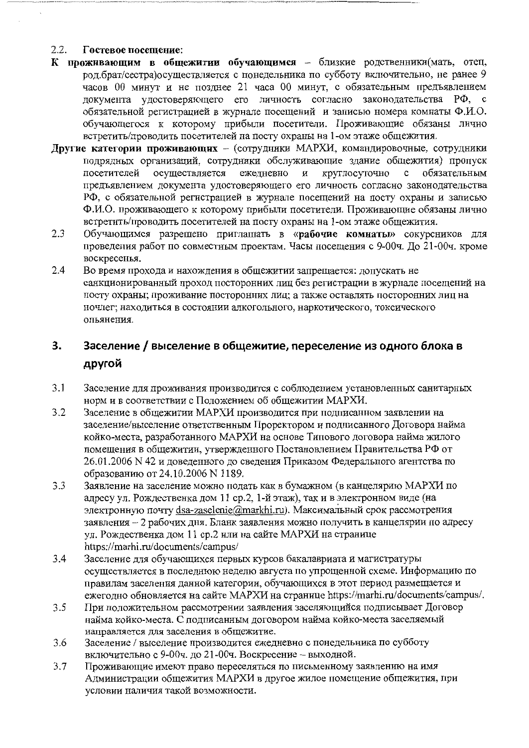2.2. **Гостевое посещение:**

**К проживающим в общежитии обучающимся** – близкие родственники(мать, отец, род.брат/сестра)осуществляется с понедельника по субботу включительно, не ранее 9 часов 00 минут и не позднее 21 часа 00 минут, с обязательным предъявлением документа удостоверяющего его личность согласно законодательства РФ, с обязательной регистрацией в журнале посещений и записью номера комнаты Ф.И.О. обучающегося к которому прибыли посетители. Проживающие обязаны лично встретить/проводить посетителей на посту охраны на 1-ом этаже общежития.

**Другие категории проживающих** – (сотрудники МАРХИ, командировочные, сотрудники подрядных организаций, сотрудники обслуживающие здание общежития) пропуск посетителей осуществляется ежедневно и круглосуточно с обязательным предъявлением документа удостоверяющего его личность согласно законодательства РФ, с обязательной регистрацией в журнале посещений на посту охраны и записью Ф.И.О. проживающего к которому прибыли посетители. Проживающие обязаны лично встретить/проводить посетителей на посту охраны на 1-ом этаже общежития.

2.3 Обучающимся разрешено приглашать в **«рабочие комнаты»** сокурсников для проведения работ по совместным проектам. Часы посещения с 9-00ч. До 21-00ч. кроме воскресенья.

2.4 Во время прохода и нахождения в общежитии запрещается: допускать не санкционированный проход посторонних лиц без регистрации в журнале посещений на посту охраны; проживание посторонних лиц; а также оставлять посторонних лиц на ночлег; находиться в состоянии алкогольного, наркотического, токсического опьянения.

## 3. Заселение / выселение в общежитие, переселение из одного блока в другой

3.1 Заселение для проживания производится с соблюдением установленных санитарных норм и в соответствии с Положением об общежитии МАРХИ.

3.2 Заселение в общежитии МАРХИ производится при подписанном заявлении на заселение/выселение ответственным Проректором и подписанного Договора найма койко-места, разработанного МАРХИ на основе Типового договора найма жилого помещения в общежитии, утвержденного Постановлением Правительства РФ от 26.01.2006 N 42 и доведенного до сведения Приказом Федерального агентства по образованию от 24.10.2006 N 1189.

3.3 Заявление на заселение можно подать как в бумажном (в канцелярию МАРХИ по адресу ул. Рождественка дом 11 стр.2, 1-й этаж), так и в электронном виде (на электронную почту dsa-zaselenie@markhi.ru). Максимальный срок рассмотрения заявления – 2 рабочих дня. Бланк заявления можно получить в канцелярии по адресу ул. Рождественка дом 11 стр.2 или на сайте МАРХИ на странице https://marhi.ru/documents/campus/

3.4 Заселение для обучающихся первых курсов бакалавриата и магистратуры осуществляется в последнюю неделю августа по упрощенной схеме. Информацию по правилам заселения данной категории, обучающихся в этот период размещается и ежегодно обновляется на сайте МАРХИ на странице https://marhi.ru/documents/campus/.

3.5 При положительном рассмотрении заявления заселяющийся подписывает Договор найма койко-места. С подписанным договором найма койко-места заселяемый направляется для заселения в общежитие.

3.6 Заселение / выселение производится ежедневно с понедельника по субботу включительно с 9-00ч. до 21-00ч. Воскресение – выходной.

3.7 Проживающие имеют право переселяться по письменному заявлению на имя Администрации общежития МАРХИ в другое жилое помещение общежития, при условии наличия такой возможности.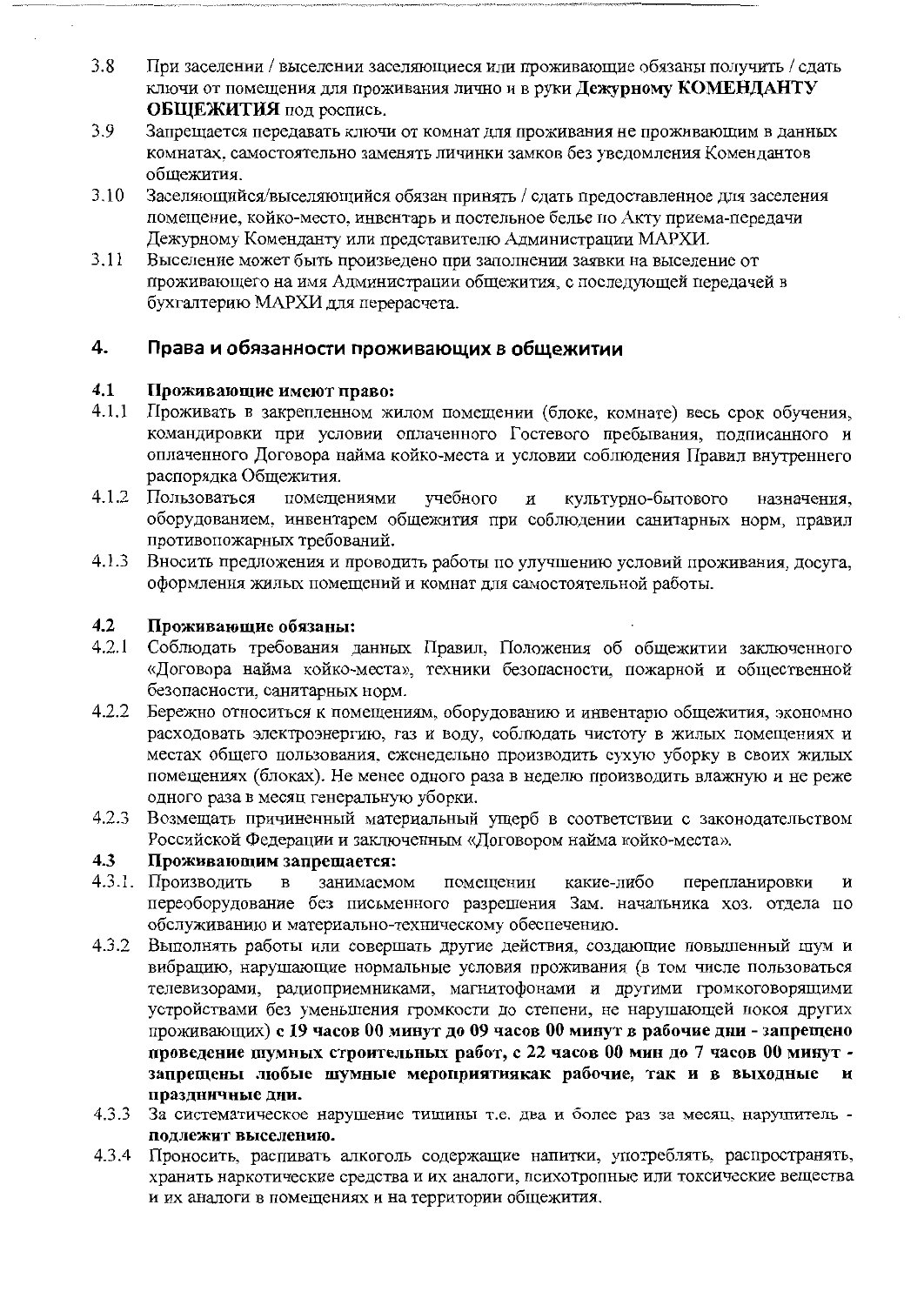3.8 При заселении / выселении заселяющиеся или проживающие обязаны получить / сдать ключи от помещения для проживания лично и в руки **Дежурному КОМЕНДАНТУ ОБЩЕЖИТИЯ** под роспись.

3.9 Запрещается передавать ключи от комнат для проживания не проживающим в данных комнатах, самостоятельно заменять личинки замков без уведомления Комендантов общежития.

3.10 Заселяющийся/выселяющийся обязан принять / сдать предоставленное для заселения помещение, койко-место, инвентарь и постельное белье по Акту приема-передачи Дежурному Коменданту или представителю Администрации МАРХИ.

3.11 Выселение может быть произведено при заполнении заявки на выселение от проживающего на имя Администрации общежития, с последующей передачей в бухгалтерию МАРХИ для перерасчета.

## 4. Права и обязанности проживающих в общежитии

**4.1 Проживающие имеют право:**

4.1.1 Проживать в закрепленном жилом помещении (блоке, комнате) весь срок обучения, командировки при условии оплаченного Гостевого пребывания, подписанного и оплаченного Договора найма койко-места и условии соблюдения Правил внутреннего распорядка Общежития.

4.1.2 Пользоваться помещениями учебного и культурно-бытового назначения, оборудованием, инвентарем общежития при соблюдении санитарных норм, правил противопожарных требований.

4.1.3 Вносить предложения и проводить работы по улучшению условий проживания, досуга, оформления жилых помещений и комнат для самостоятельной работы.

**4.2 Проживающие обязаны:**

4.2.1 Соблюдать требования данных Правил, Положения об общежитии заключенного «Договора найма койко-места», техники безопасности, пожарной и общественной безопасности, санитарных норм.

4.2.2 Бережно относиться к помещениям, оборудованию и инвентарю общежития, экономно расходовать электроэнергию, газ и воду, соблюдать чистоту в жилых помещениях и местах общего пользования, еженедельно производить сухую уборку в своих жилых помещениях (блоках). Не менее одного раза в неделю производить влажную и не реже одного раза в месяц генеральную уборки.

4.2.3 Возмещать причиненный материальный ущерб в соответствии с законодательством Российской Федерации и заключенным «Договором найма койко-места».

**4.3 Проживающим запрещается:**

4.3.1. Производить в занимаемом помещении какие-либо перепланировки и переоборудование без письменного разрешения Зам. начальника хоз. отдела по обслуживанию и материально-техническому обеспечению.

4.3.2 Выполнять работы или совершать другие действия, создающие повышенный шум и вибрацию, нарушающие нормальные условия проживания (в том числе пользоваться телевизорами, радиоприемниками, магнитофонами и другими громкоговорящими устройствами без уменьшения громкости до степени, не нарушающей покоя других проживающих) **с 19 часов 00 минут до 09 часов 00 минут в рабочие дни - запрещено проведение шумных строительных работ, с 22 часов 00 мин до 7 часов 00 минут - запрещены любые шумные мероприятиякак рабочие, так и в выходные и праздничные дни.**

4.3.3 За систематическое нарушение тишины т.е. два и более раз за месяц, нарушитель - **подлежит выселению.**

4.3.4 Проносить, распивать алкоголь содержащие напитки, употреблять, распространять, хранить наркотические средства и их аналоги, психотропные или токсические вещества и их аналоги в помещениях и на территории общежития.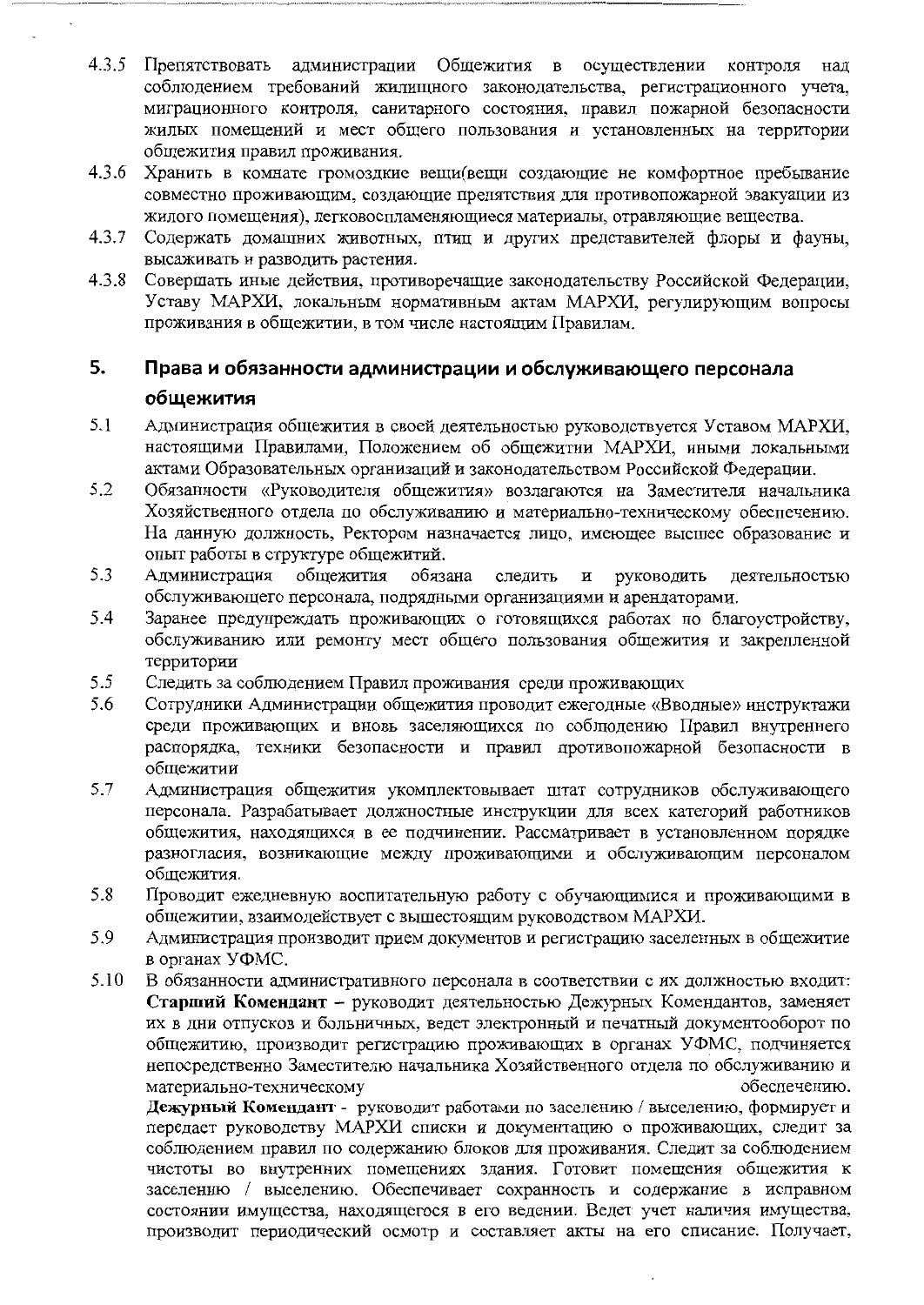4.3.5 Препятствовать администрации Общежития в осуществлении контроля над соблюдением требований жилищного законодательства, регистрационного учета, миграционного контроля, санитарного состояния, правил пожарной безопасности жилых помещений и мест общего пользования и установленных на территории общежития правил проживания.

4.3.6 Хранить в комнате громоздкие вещи(вещи создающие не комфортное пребывание совместно проживающим, создающие препятствия для противопожарной эвакуации из жилого помещения), легковоспламеняющиеся материалы, отравляющие вещества.

4.3.7 Содержать домашних животных, птиц и других представителей флоры и фауны, высаживать и разводить растения.

4.3.8 Совершать иные действия, противоречащие законодательству Российской Федерации, Уставу МАРХИ, локальным нормативным актам МАРХИ, регулирующим вопросы проживания в общежитии, в том числе настоящим Правилам.

## 5. Права и обязанности администрации и обслуживающего персонала общежития

5.1 Администрация общежития в своей деятельностью руководствуется Уставом МАРХИ, настоящими Правилами, Положением об общежитии МАРХИ, иными локальными актами Образовательных организаций и законодательством Российской Федерации.

5.2 Обязанности «Руководителя общежития» возлагаются на Заместителя начальника Хозяйственного отдела по обслуживанию и материально-техническому обеспечению. На данную должность, Ректором назначается лицо, имеющее высшее образование и опыт работы в структуре общежитий.

5.3 Администрация общежития обязана следить и руководить деятельностью обслуживающего персонала, подрядными организациями и арендаторами.

5.4 Заранее предупреждать проживающих о готовящихся работах по благоустройству, обслуживанию или ремонту мест общего пользования общежития и закрепленной территории

5.5 Следить за соблюдением Правил проживания среди проживающих

5.6 Сотрудники Администрации общежития проводит ежегодные «Вводные» инструктажи среди проживающих и вновь заселяющихся по соблюдению Правил внутреннего распорядка, техники безопасности и правил противопожарной безопасности в общежитии

5.7 Администрация общежития укомплектовывает штат сотрудников обслуживающего персонала. Разрабатывает должностные инструкции для всех категорий работников общежития, находящихся в ее подчинении. Рассматривает в установленном порядке разногласия, возникающие между проживающими и обслуживающим персоналом общежития.

5.8 Проводит ежедневную воспитательную работу с обучающимися и проживающими в общежитии, взаимодействует с вышестоящим руководством МАРХИ.

5.9 Администрация производит прием документов и регистрацию заселенных в общежитие в органах УФМС.

5.10 В обязанности административного персонала в соответствии с их должностью входит:
**Старший Комендант** – руководит деятельностью Дежурных Комендантов, заменяет их в дни отпусков и больничных, ведет электронный и печатный документооборот по общежитию, производит регистрацию проживающих в органах УФМС, подчиняется непосредственно Заместителю начальника Хозяйственного отдела по обслуживанию и материально-техническому обеспечению.
**Дежурный Комендант** - руководит работами по заселению / выселению, формирует и передает руководству МАРХИ списки и документацию о проживающих, следит за соблюдением правил по содержанию блоков для проживания. Следит за соблюдением чистоты во внутренних помещениях здания. Готовит помещения общежития к заселению / выселению. Обеспечивает сохранность и содержание в исправном состоянии имущества, находящегося в его ведении. Ведет учет наличия имущества, производит периодический осмотр и составляет акты на его списание. Получает,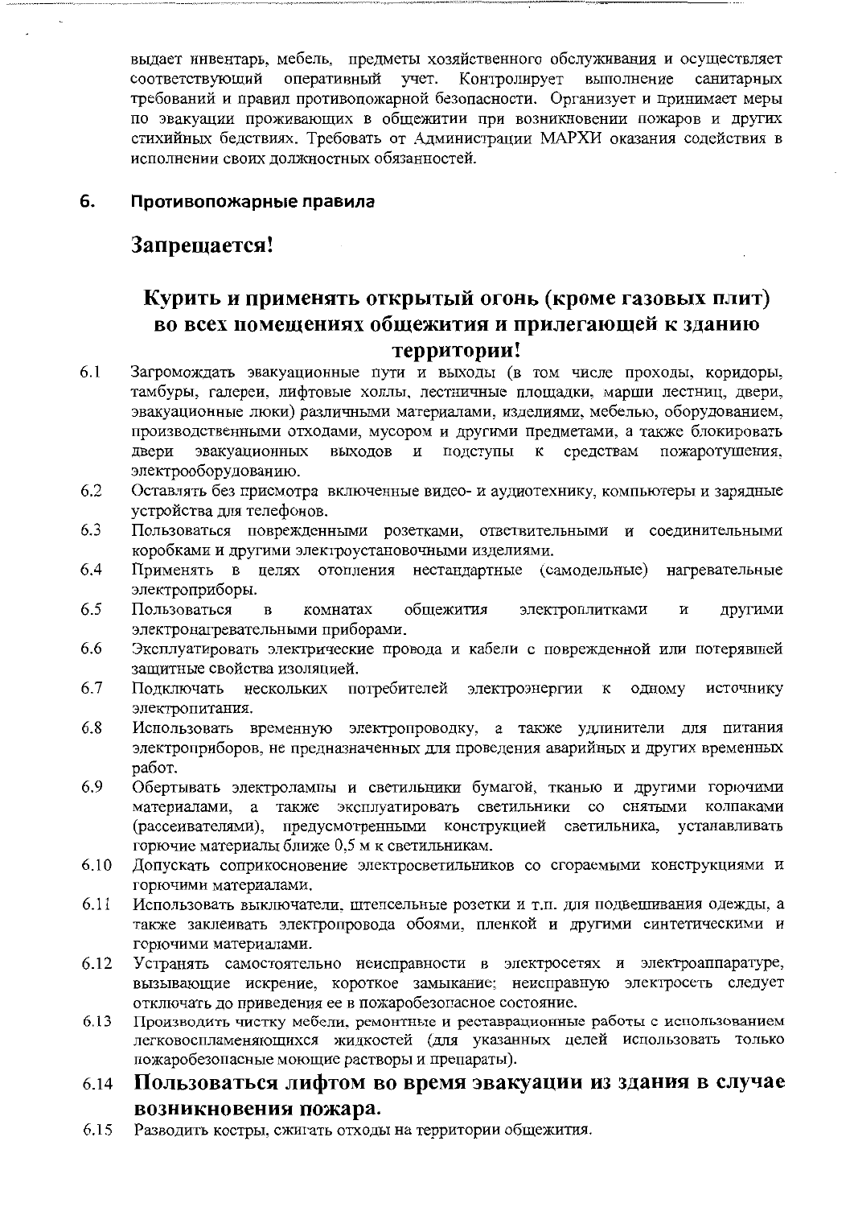выдает инвентарь, мебель, предметы хозяйственного обслуживания и осуществляет соответствующий оперативный учет. Контролирует выполнение санитарных требований и правил противопожарной безопасности. Организует и принимает меры по эвакуации проживающих в общежитии при возникновении пожаров и других стихийных бедствиях. Требовать от Администрации МАРХИ оказания содействия в исполнении своих должностных обязанностей.

## 6. Противопожарные правила

## Запрещается!

## Курить и применять открытый огонь (кроме газовых плит) во всех помещениях общежития и прилегающей к зданию территории!

6.1 Загромождать эвакуационные пути и выходы (в том числе проходы, коридоры, тамбуры, галереи, лифтовые холлы, лестничные площадки, марши лестниц, двери, эвакуационные люки) различными материалами, изделиями, мебелью, оборудованием, производственными отходами, мусором и другими предметами, а также блокировать двери эвакуационных выходов и подступы к средствам пожаротушения, электрооборудованию.

6.2 Оставлять без присмотра включенные видео- и аудиотехнику, компьютеры и зарядные устройства для телефонов.

6.3 Пользоваться поврежденными розетками, ответвительными и соединительными коробками и другими электроустановочными изделиями.

6.4 Применять в целях отопления нестандартные (самодельные) нагревательные электроприборы.

6.5 Пользоваться в комнатах общежития электроплитками и другими электронагревательными приборами.

6.6 Эксплуатировать электрические провода и кабели с поврежденной или потерявшей защитные свойства изоляцией.

6.7 Подключать нескольких потребителей электроэнергии к одному источнику электропитания.

6.8 Использовать временную электропроводку, а также удлинители для питания электроприборов, не предназначенных для проведения аварийных и других временных работ.

6.9 Обертывать электролампы и светильники бумагой, тканью и другими горючими материалами, а также эксплуатировать светильники со снятыми колпаками (рассеивателями), предусмотренными конструкцией светильника, устанавливать горючие материалы ближе 0,5 м к светильникам.

6.10 Допускать соприкосновение электросветильников со сгораемыми конструкциями и горючими материалами.

6.11 Использовать выключатели, штепсельные розетки и т.п. для подвешивания одежды, а также заклеивать электропровода обоями, пленкой и другими синтетическими и горючими материалами.

6.12 Устранять самостоятельно неисправности в электросетях и электроаппаратуре, вызывающие искрение, короткое замыкание; неисправную электросеть следует отключать до приведения ее в пожаробезопасное состояние.

6.13 Производить чистку мебели, ремонтные и реставрационные работы с использованием легковоспламеняющихся жидкостей (для указанных целей использовать только пожаробезопасные моющие растворы и препараты).

6.14 **Пользоваться лифтом во время эвакуации из здания в случае возникновения пожара.**

6.15 Разводить костры, сжигать отходы на территории общежития.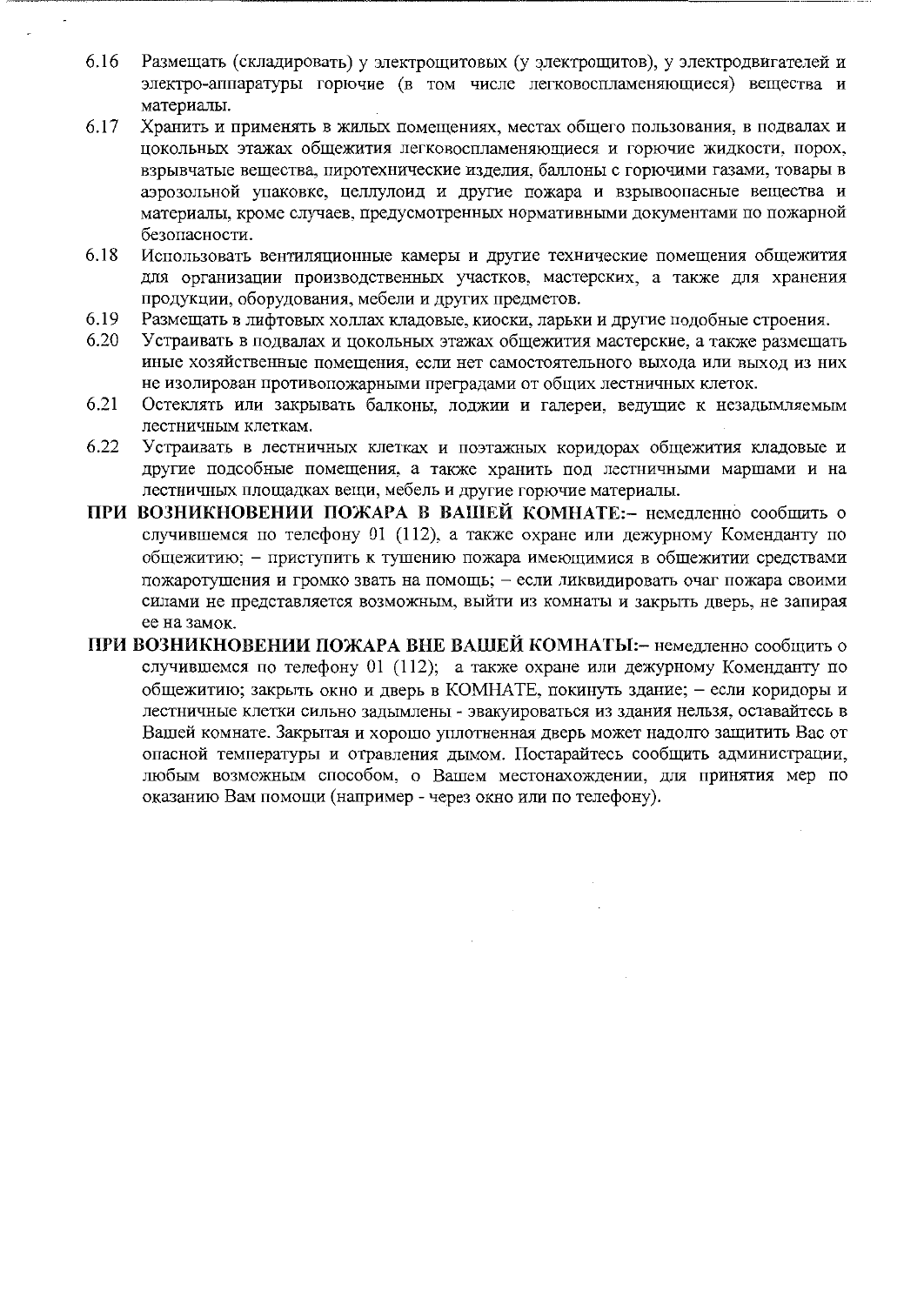6.16 Размещать (складировать) у электрощитовых (у электрощитов), у электродвигателей и электро-аппаратуры горючие (в том числе легковоспламеняющиеся) вещества и материалы.

6.17 Хранить и применять в жилых помещениях, местах общего пользования, в подвалах и цокольных этажах общежития легковоспламеняющиеся и горючие жидкости, порох, взрывчатые вещества, пиротехнические изделия, баллоны с горючими газами, товары в аэрозольной упаковке, целлулоид и другие пожара и взрывоопасные вещества и материалы, кроме случаев, предусмотренных нормативными документами по пожарной безопасности.

6.18 Использовать вентиляционные камеры и другие технические помещения общежития для организации производственных участков, мастерских, а также для хранения продукции, оборудования, мебели и других предметов.

6.19 Размещать в лифтовых холлах кладовые, киоски, ларьки и другие подобные строения.

6.20 Устраивать в подвалах и цокольных этажах общежития мастерские, а также размещать иные хозяйственные помещения, если нет самостоятельного выхода или выход из них не изолирован противопожарными преградами от общих лестничных клеток.

6.21 Остеклять или закрывать балконы, лоджии и галереи, ведущие к незадымляемым лестничным клеткам.

6.22 Устраивать в лестничных клетках и поэтажных коридорах общежития кладовые и другие подсобные помещения, а также хранить под лестничными маршами и на лестничных площадках вещи, мебель и другие горючие материалы.

**ПРИ ВОЗНИКНОВЕНИИ ПОЖАРА В ВАШЕЙ КОМНАТЕ:**– немедленно сообщить о случившемся по телефону 01 (112), а также охране или дежурному Коменданту по общежитию; – приступить к тушению пожара имеющимися в общежитии средствами пожаротушения и громко звать на помощь; – если ликвидировать очаг пожара своими силами не представляется возможным, выйти из комнаты и закрыть дверь, не запирая ее на замок.

**ПРИ ВОЗНИКНОВЕНИИ ПОЖАРА ВНЕ ВАШЕЙ КОМНАТЫ:**– немедленно сообщить о случившемся по телефону 01 (112); а также охране или дежурному Коменданту по общежитию; закрыть окно и дверь в КОМНАТЕ, покинуть здание; – если коридоры и лестничные клетки сильно задымлены - эвакуироваться из здания нельзя, оставайтесь в Вашей комнате. Закрытая и хорошо уплотненная дверь может надолго защитить Вас от опасной температуры и отравления дымом. Постарайтесь сообщить администрации, любым возможным способом, о Вашем местонахождении, для принятия мер по оказанию Вам помощи (например - через окно или по телефону).